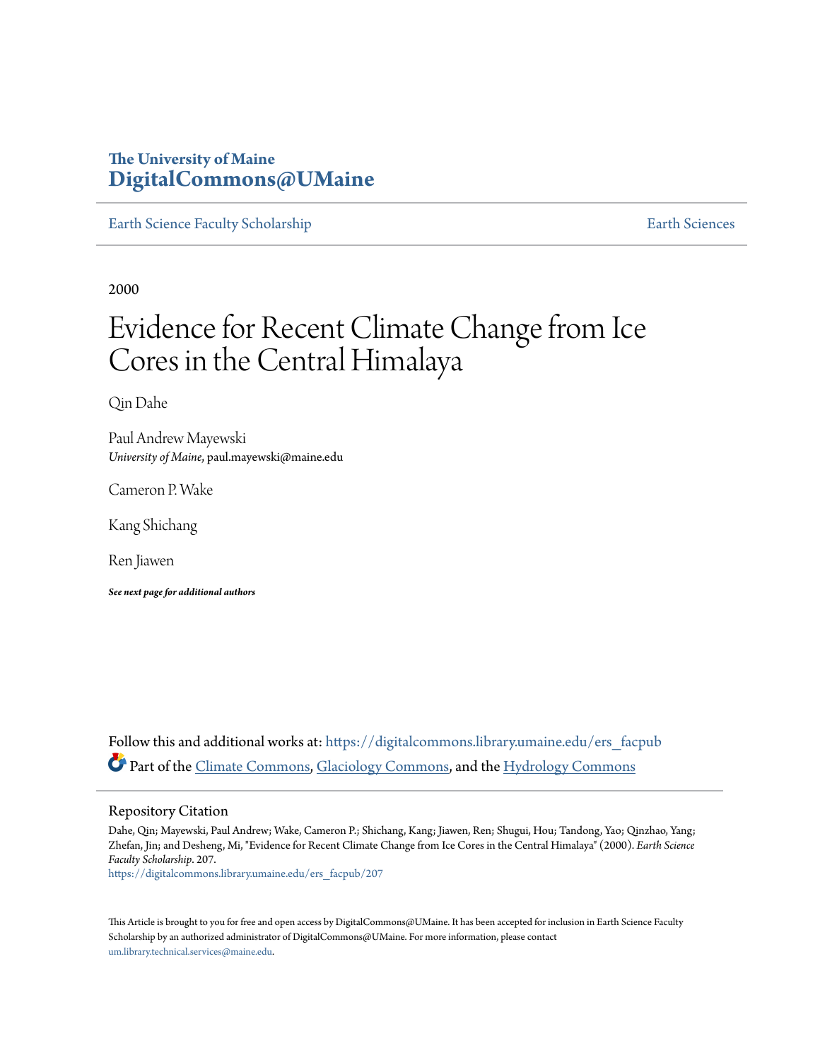# The University of Maine
# DigitalCommons@UMaine

Earth Science Faculty Scholarship | Earth Sciences

2000

# Evidence for Recent Climate Change from Ice Cores in the Central Himalaya

Qin Dahe

Paul Andrew Mayewski
*University of Maine*, paul.mayewski@maine.edu

Cameron P. Wake

Kang Shichang

Ren Jiawen

***See next page for additional authors***

Follow this and additional works at: https://digitalcommons.library.umaine.edu/ers_facpub

Part of the Climate Commons, Glaciology Commons, and the Hydrology Commons

## Repository Citation

Dahe, Qin; Mayewski, Paul Andrew; Wake, Cameron P.; Shichang, Kang; Jiawen, Ren; Shugui, Hou; Tandong, Yao; Qinzhao, Yang; Zhefan, Jin; and Desheng, Mi, "Evidence for Recent Climate Change from Ice Cores in the Central Himalaya" (2000). *Earth Science Faculty Scholarship*. 207.
https://digitalcommons.library.umaine.edu/ers_facpub/207

This Article is brought to you for free and open access by DigitalCommons@UMaine. It has been accepted for inclusion in Earth Science Faculty Scholarship by an authorized administrator of DigitalCommons@UMaine. For more information, please contact um.library.technical.services@maine.edu.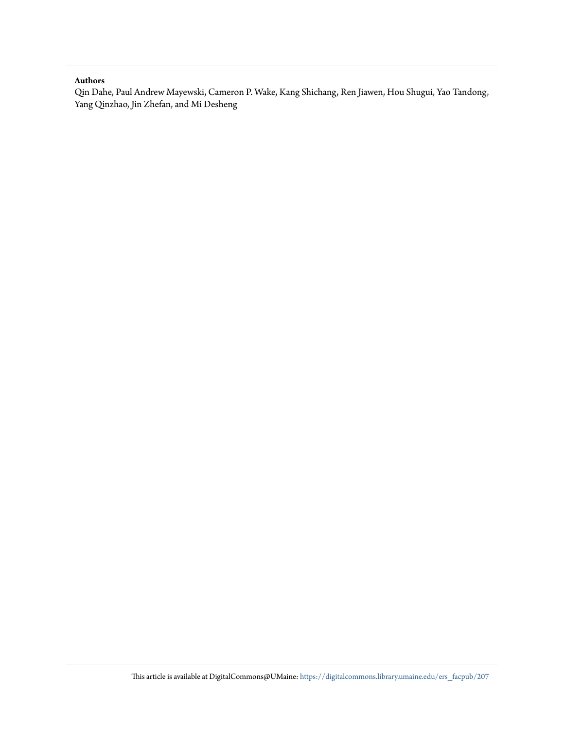**Authors**

Qin Dahe, Paul Andrew Mayewski, Cameron P. Wake, Kang Shichang, Ren Jiawen, Hou Shugui, Yao Tandong, Yang Qinzhao, Jin Zhefan, and Mi Desheng

This article is available at DigitalCommons@UMaine: https://digitalcommons.library.umaine.edu/ers_facpub/207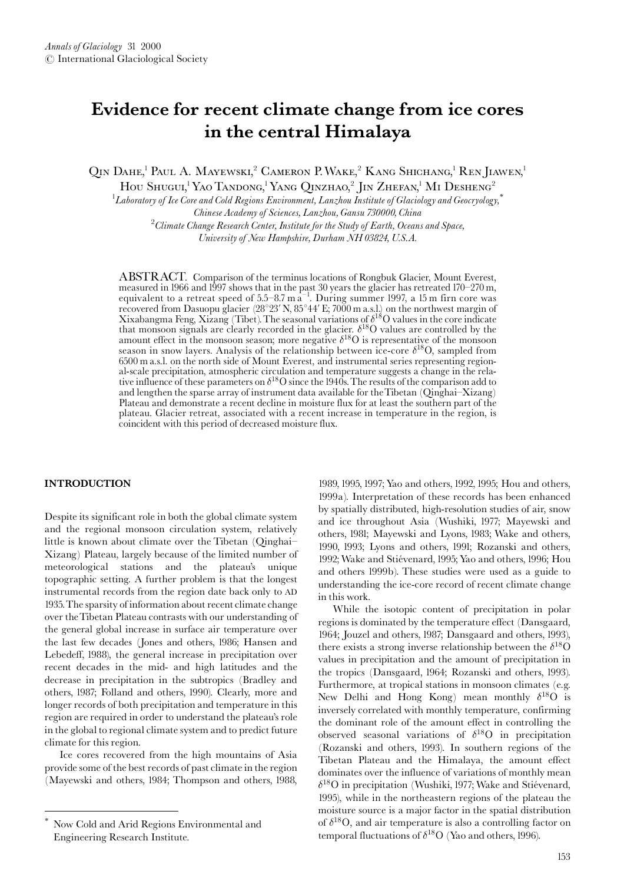*Annals of Glaciology* 31 2000
© International Glaciological Society

# Evidence for recent climate change from ice cores in the central Himalaya

Qin Dahe,[1] Paul A. Mayewski,[2] Cameron P. Wake,[2] Kang Shichang,[1] Ren Jiawen,[1] Hou Shugui,[1] Yao Tandong,[1] Yang Qinzhao,[2] Jin Zhefan,[1] Mi Desheng[2]

[1] *Laboratory of Ice Core and Cold Regions Environment, Lanzhou Institute of Glaciology and Geocryology,*[*] *Chinese Academy of Sciences, Lanzhou, Gansu 730000, China*

[2] *Climate Change Research Center, Institute for the Study of Earth, Oceans and Space, University of New Hampshire, Durham NH 03824, U.S.A.*

ABSTRACT. Comparison of the terminus locations of Rongbuk Glacier, Mount Everest, measured in 1966 and 1997 shows that in the past 30 years the glacier has retreated 170–270 m, equivalent to a retreat speed of 5.5–8.7 m $a^{-1}$. During summer 1997, a 15 m firn core was recovered from Dasuopu glacier (28°23′ N, 85°44′ E; 7000 m a.s.l.) on the northwest margin of Xixabangma Feng, Xizang (Tibet). The seasonal variations of $\delta^{18}O$ values in the core indicate that monsoon signals are clearly recorded in the glacier. $\delta^{18}O$ values are controlled by the amount effect in the monsoon season; more negative $\delta^{18}O$ is representative of the monsoon season in snow layers. Analysis of the relationship between ice-core $\delta^{18}O$, sampled from 6500 m a.s.l. on the north side of Mount Everest, and instrumental series representing regional-scale precipitation, atmospheric circulation and temperature suggests a change in the relative influence of these parameters on $\delta^{18}O$ since the 1940s. The results of the comparison add to and lengthen the sparse array of instrument data available for the Tibetan (Qinghai–Xizang) Plateau and demonstrate a recent decline in moisture flux for at least the southern part of the plateau. Glacier retreat, associated with a recent increase in temperature in the region, is coincident with this period of decreased moisture flux.

## INTRODUCTION

Despite its significant role in both the global climate system and the regional monsoon circulation system, relatively little is known about climate over the Tibetan (Qinghai–Xizang) Plateau, largely because of the limited number of meteorological stations and the plateau's unique topographic setting. A further problem is that the longest instrumental records from the region date back only to AD 1935. The sparsity of information about recent climate change over the Tibetan Plateau contrasts with our understanding of the general global increase in surface air temperature over the last few decades (Jones and others, 1986; Hansen and Lebedeff, 1988), the general increase in precipitation over recent decades in the mid- and high latitudes and the decrease in precipitation in the subtropics (Bradley and others, 1987; Folland and others, 1990). Clearly, more and longer records of both precipitation and temperature in this region are required in order to understand the plateau's role in the global to regional climate system and to predict future climate for this region.

Ice cores recovered from the high mountains of Asia provide some of the best records of past climate in the region (Mayewski and others, 1984; Thompson and others, 1988, 1989, 1995, 1997; Yao and others, 1992, 1995; Hou and others, 1999a). Interpretation of these records has been enhanced by spatially distributed, high-resolution studies of air, snow and ice throughout Asia (Wushiki, 1977; Mayewski and others, 1981; Mayewski and Lyons, 1983; Wake and others, 1990, 1993; Lyons and others, 1991; Rozanski and others, 1992; Wake and Stiévenard, 1995; Yao and others, 1996; Hou and others 1999b). These studies were used as a guide to understanding the ice-core record of recent climate change in this work.

While the isotopic content of precipitation in polar regions is dominated by the temperature effect (Dansgaard, 1964; Jouzel and others, 1987; Dansgaard and others, 1993), there exists a strong inverse relationship between the $\delta^{18}O$ values in precipitation and the amount of precipitation in the tropics (Dansgaard, 1964; Rozanski and others, 1993). Furthermore, at tropical stations in monsoon climates (e.g. New Delhi and Hong Kong) mean monthly $\delta^{18}O$ is inversely correlated with monthly temperature, confirming the dominant role of the amount effect in controlling the observed seasonal variations of $\delta^{18}O$ in precipitation (Rozanski and others, 1993). In southern regions of the Tibetan Plateau and the Himalaya, the amount effect dominates over the influence of variations of monthly mean $\delta^{18}O$ in precipitation (Wushiki, 1977; Wake and Stiévenard, 1995), while in the northeastern regions of the plateau the moisture source is a major factor in the spatial distribution of $\delta^{18}O$, and air temperature is also a controlling factor on temporal fluctuations of $\delta^{18}O$ (Yao and others, 1996).

[*] Now Cold and Arid Regions Environmental and Engineering Research Institute.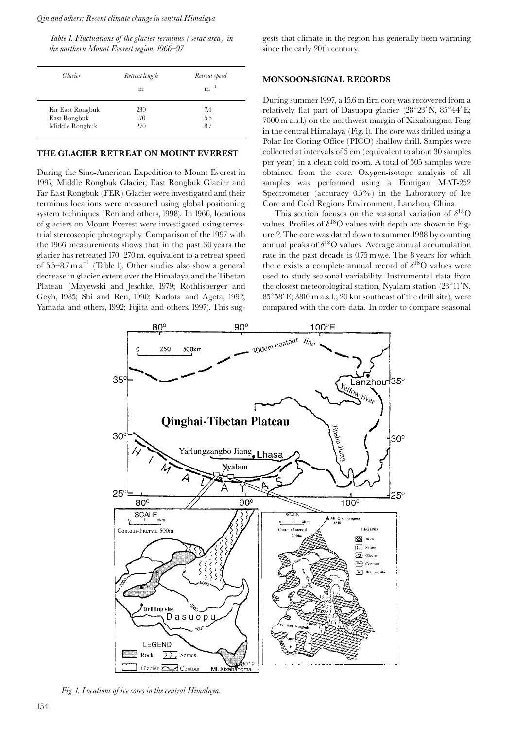Table 1. Fluctuations of the glacier terminus (serac area) in the northern Mount Everest region, 1966–97

| Glacier | Retreat length | Retreat speed |
|---|---|---|
| | m | $m^{-1}$ |
| Far East Rongbuk | 230 | 7.4 |
| East Rongbuk | 170 | 5.5 |
| Middle Rongbuk | 270 | 8.7 |

## THE GLACIER RETREAT ON MOUNT EVEREST

During the Sino-American Expedition to Mount Everest in 1997, Middle Rongbuk Glacier, East Rongbuk Glacier and Far East Rongbuk (FER) Glacier were investigated and their terminus locations were measured using global positioning system techniques (Ren and others, 1998). In 1966, locations of glaciers on Mount Everest were investigated using terrestrial stereoscopic photography. Comparison of the 1997 with the 1966 measurements shows that in the past 30 years the glacier has retreated 170–270 m, equivalent to a retreat speed of 5.5–8.7 m $a^{-1}$ (Table 1). Other studies also show a general decrease in glacier extent over the Himalaya and the Tibetan Plateau (Mayewski and Jeschke, 1979; Röthlisberger and Geyh, 1985; Shi and Ren, 1990; Kadota and Ageta, 1992; Yamada and others, 1992; Fujita and others, 1997). This suggests that climate in the region has generally been warming since the early 20th century.

## MONSOON-SIGNAL RECORDS

During summer 1997, a 15.6 m firn core was recovered from a relatively flat part of Dasuopu glacier (28°23′ N, 85°44′ E; 7000 m a.s.l.) on the northwest margin of Xixabangma Feng in the central Himalaya (Fig. 1). The core was drilled using a Polar Ice Coring Office (PICO) shallow drill. Samples were collected at intervals of 5 cm (equivalent to about 30 samples per year) in a clean cold room. A total of 305 samples were obtained from the core. Oxygen-isotope analysis of all samples was performed using a Finnigan MAT-252 Spectrometer (accuracy 0.5%) in the Laboratory of Ice Core and Cold Regions Environment, Lanzhou, China.

This section focuses on the seasonal variation of $\delta^{18}O$ values. Profiles of $\delta^{18}O$ values with depth are shown in Figure 2. The core was dated down to summer 1988 by counting annual peaks of $\delta^{18}O$ values. Average annual accumulation rate in the past decade is 0.75 m w.e. The 8 years for which there exists a complete annual record of $\delta^{18}O$ values were used to study seasonal variability. Instrumental data from the closest meteorological station, Nyalam station (28°11′ N, 85°58′ E; 3810 m a.s.l.; 20 km southeast of the drill site), were compared with the core data. In order to compare seasonal

Fig. 1. Locations of ice cores in the central Himalaya.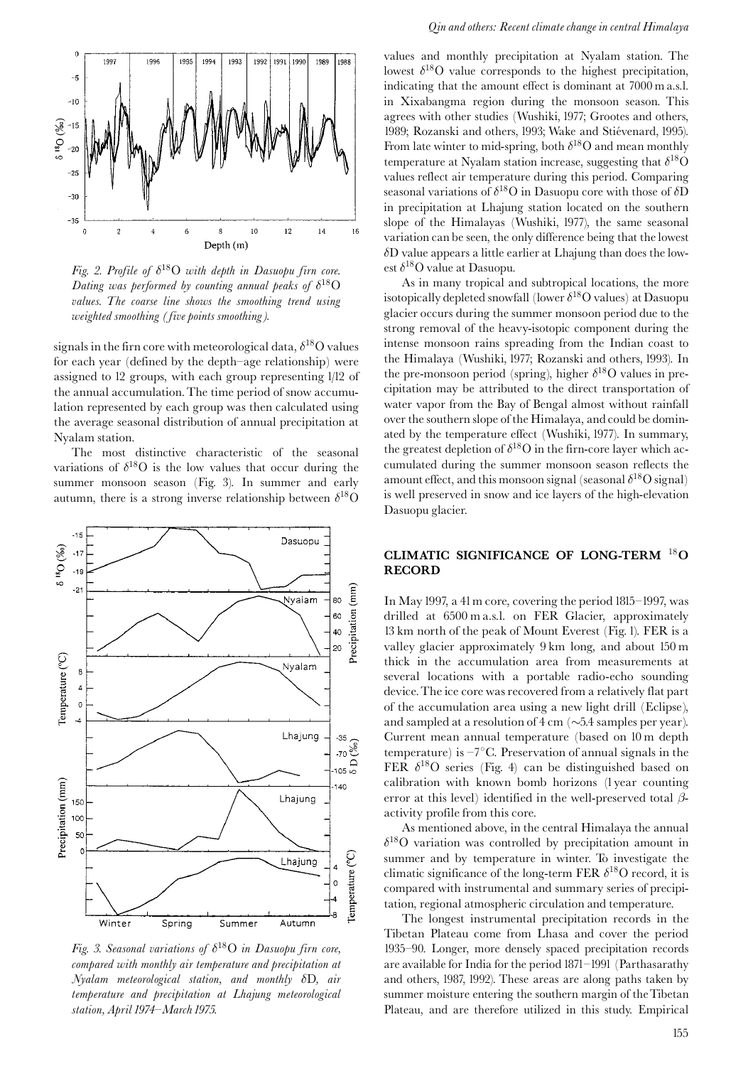*Fig. 2. Profile of $\delta^{18}$O with depth in Dasuopu firn core. Dating was performed by counting annual peaks of $\delta^{18}$O values. The coarse line shows the smoothing trend using weighted smoothing (five points smoothing).*

signals in the firn core with meteorological data, $\delta^{18}$O values for each year (defined by the depth–age relationship) were assigned to 12 groups, with each group representing 1/12 of the annual accumulation. The time period of snow accumulation represented by each group was then calculated using the average seasonal distribution of annual precipitation at Nyalam station.

The most distinctive characteristic of the seasonal variations of $\delta^{18}$O is the low values that occur during the summer monsoon season (Fig. 3). In summer and early autumn, there is a strong inverse relationship between $\delta^{18}$O values and monthly precipitation at Nyalam station. The lowest $\delta^{18}$O value corresponds to the highest precipitation, indicating that the amount effect is dominant at 7000 m a.s.l. in Xixabangma region during the monsoon season. This agrees with other studies (Wushiki, 1977; Grootes and others, 1989; Rozanski and others, 1993; Wake and Stiévenard, 1995). From late winter to mid-spring, both $\delta^{18}$O and mean monthly temperature at Nyalam station increase, suggesting that $\delta^{18}$O values reflect air temperature during this period. Comparing seasonal variations of $\delta^{18}$O in Dasuopu core with those of $\delta$D in precipitation at Lhajung station located on the southern slope of the Himalayas (Wushiki, 1977), the same seasonal variation can be seen, the only difference being that the lowest $\delta$D value appears a little earlier at Lhajung than does the lowest $\delta^{18}$O value at Dasuopu.

*Fig. 3. Seasonal variations of $\delta^{18}$O in Dasuopu firn core, compared with monthly air temperature and precipitation at Nyalam meteorological station, and monthly $\delta$D, air temperature and precipitation at Lhajung meteorological station, April 1974–March 1975.*

As in many tropical and subtropical locations, the more isotopically depleted snowfall (lower $\delta^{18}$O values) at Dasuopu glacier occurs during the summer monsoon period due to the strong removal of the heavy-isotopic component during the intense monsoon rains spreading from the Indian coast to the Himalaya (Wushiki, 1977; Rozanski and others, 1993). In the pre-monsoon period (spring), higher $\delta^{18}$O values in precipitation may be attributed to the direct transportation of water vapor from the Bay of Bengal almost without rainfall over the southern slope of the Himalayas (Wushiki, 1977), and could be dominated by the temperature effect (Wushiki, 1977). In summary, the greatest depletion of $\delta^{18}$O in the firn-core layer which accumulated during the summer monsoon season reflects the amount effect, and this monsoon signal (seasonal $\delta^{18}$O signal) is well preserved in snow and ice layers of the high-elevation Dasuopu glacier.

## CLIMATIC SIGNIFICANCE OF LONG-TERM $^{18}$O RECORD

In May 1997, a 41 m core, covering the period 1815–1997, was drilled at 6500 m a.s.l. on FER Glacier, approximately 13 km north of the peak of Mount Everest (Fig. 1). FER is a valley glacier approximately 9 km long, and about 150 m thick in the accumulation area from measurements at several locations with a portable radio-echo sounding device. The ice core was recovered from a relatively flat part of the accumulation area using a new light drill (Eclipse), and sampled at a resolution of 4 cm (~5.4 samples per year). Current mean annual temperature (based on 10 m depth temperature) is −7°C. Preservation of annual signals in the FER $\delta^{18}$O series (Fig. 4) can be distinguished based on calibration with known bomb horizons (1 year counting error at this level) identified in the well-preserved total $\beta$-activity profile from this core.

As mentioned above, in the central Himalaya the annual $\delta^{18}$O variation was controlled by precipitation amount in summer and by temperature in winter. To investigate the climatic significance of the long-term FER $\delta^{18}$O record, it is compared with instrumental and summary series of precipitation, regional atmospheric circulation and temperature.

The longest instrumental precipitation records in the Tibetan Plateau come from Lhasa and cover the period 1935–90. Longer, more densely spaced precipitation records are available for India for the period 1871–1991 (Parthasarathy and others, 1987, 1992). These areas are along paths taken by summer moisture entering the southern margin of the Tibetan Plateau, and are therefore utilized in this study. Empirical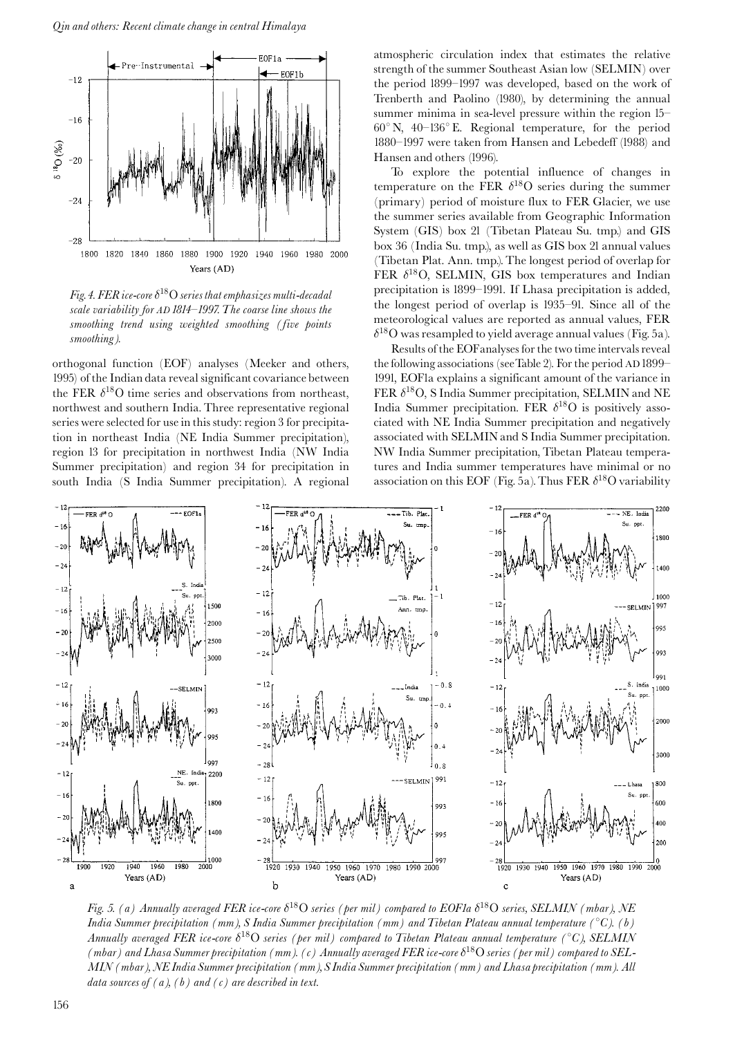*Fig. 4. FER ice-core $\delta^{18}$O series that emphasizes multi-decadal scale variability for AD 1814–1997. The coarse line shows the smoothing trend using weighted smoothing (five points smoothing).*

orthogonal function (EOF) analyses (Meeker and others, 1995) of the Indian data reveal significant covariance between the FER $\delta^{18}$O time series and observations from northeast, northwest and southern India. Three representative regional series were selected for use in this study: region 3 for precipitation in northeast India (NE India Summer precipitation), region 13 for precipitation in northwest India (NW India Summer precipitation) and region 34 for precipitation in south India (S India Summer precipitation). A regional atmospheric circulation index that estimates the relative strength of the summer Southeast Asian low (SELMIN) over the period 1899–1997 was developed, based on the work of Trenberth and Paolino (1980), by determining the annual summer minima in sea-level pressure within the region 15–60° N, 40–136° E. Regional temperature, for the period 1880–1997 were taken from Hansen and Lebedeff (1988) and Hansen and others (1996).

To explore the potential influence of changes in temperature on the FER $\delta^{18}$O series during the summer (primary) period of moisture flux to FER Glacier, we use the summer series available from Geographic Information System (GIS) box 21 (Tibetan Plateau Su. tmp.) and GIS box 36 (India Su. tmp.), as well as GIS box 21 annual values (Tibetan Plat. Ann. tmp.). The longest period of overlap for FER $\delta^{18}$O, SELMIN, GIS box temperatures and Indian precipitation is 1899–1991. If Lhasa precipitation is added, the longest period of overlap is 1935–91. Since all of the meteorological values are reported as annual values, FER $\delta^{18}$O was resampled to yield average annual values (Fig. 5a).

Results of the EOF analyses for the two time intervals reveal the following associations (see Table 2). For the period AD 1899–1991, EOF1a explains a significant amount of the variance in FER $\delta^{18}$O, S India Summer precipitation, SELMIN and NE India Summer precipitation. FER $\delta^{18}$O is positively associated with NE India Summer precipitation and negatively associated with SELMIN and S India Summer precipitation. NW India Summer precipitation, Tibetan Plateau temperatures and India summer temperatures have minimal or no association on this EOF (Fig. 5a). Thus FER $\delta^{18}$O variability

*Fig. 5. (a) Annually averaged FER ice-core $\delta^{18}$O series (per mil) compared to EOF1a $\delta^{18}$O series, SELMIN (mbar), NE India Summer precipitation (mm), S India Summer precipitation (mm) and Tibetan Plateau annual temperature (°C). (b) Annually averaged FER ice-core $\delta^{18}$O series (per mil) compared to Tibetan Plateau annual temperature (°C), SELMIN (mbar) and Lhasa Summer precipitation (mm). (c) Annually averaged FER ice-core $\delta^{18}$O series (per mil) compared to SELMIN (mbar), NE India Summer precipitation (mm), S India Summer precipitation (mm) and Lhasa precipitation (mm). All data sources of (a), (b) and (c) are described in text.*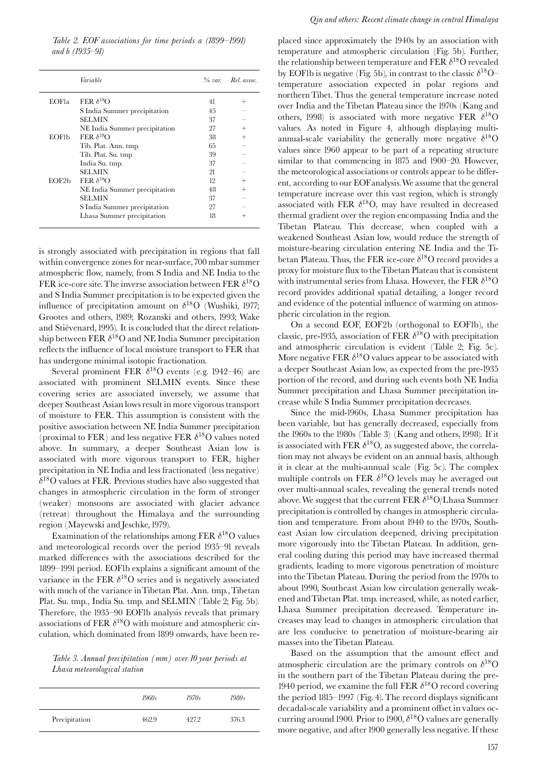*Table 2. EOF associations for time periods a (1899–1991) and b (1935–91)*

| | Variable | % var. | Rel. assoc. |
|---|---|---|---|
| EOF1a | FER $\delta^{18}$O | 41 | + |
| | S India Summer precipitation | 45 | – |
| | SELMIN | 37 | – |
| | NE India Summer precipitation | 27 | + |
| EOF1b | FER $\delta^{18}$O | 38 | + |
| | Tib. Plat. Ann. tmp. | 65 | – |
| | Tib. Plat. Su. tmp | 39 | – |
| | India Su. tmp. | 37 | – |
| | SELMIN | 21 | – |
| EOF2b | FER $\delta^{18}$O | 12 | + |
| | NE India Summer precipitation | 48 | + |
| | SELMIN | 37 | – |
| | S India Summer precipitation | 27 | – |
| | Lhasa Summer precipitation | 18 | + |

is strongly associated with precipitation in regions that fall within convergence zones for near-surface, 700 mbar summer atmospheric flow, namely, from S India and NE India to the FER ice-core site. The inverse association between FER $\delta^{18}$O and S India Summer precipitation is to be expected given the influence of precipitation amount on $\delta^{18}$O (Wushiki, 1977; Grootes and others, 1989; Rozanski and others, 1993; Wake and Stiévenard, 1995). It is concluded that the direct relationship between FER $\delta^{18}$O and NE India Summer precipitation reflects the influence of local moisture transport to FER that has undergone minimal isotopic fractionation.

Several prominent FER $\delta^{18}$O events (e.g. 1942–46) are associated with prominent SELMIN events. Since these covering series are associated inversely, we assume that deeper Southeast Asian lows result in more vigorous transport of moisture to FER. This assumption is consistent with the positive association between NE India Summer precipitation (proximal to FER) and less negative FER $\delta^{18}$O values noted above. In summary, a deeper Southeast Asian low is associated with more vigorous transport to FER, higher precipitation in NE India and less fractionated (less negative) $\delta^{18}$O values at FER. Previous studies have also suggested that changes in atmospheric circulation in the form of stronger (weaker) monsoons are associated with glacier advance (retreat) throughout the Himalaya and the surrounding region (Mayewski and Jeschke, 1979).

Examination of the relationships among FER $\delta^{18}$O values and meteorological records over the period 1935–91 reveals marked differences with the associations described for the 1899–1991 period. EOF1b explains a significant amount of the variance in the FER $\delta^{18}$O series and is negatively associated with much of the variance in Tibetan Plat. Ann. tmp., Tibetan Plat. Su. tmp., India Su. tmp. and SELMIN (Table 2; Fig. 5b). Therefore, the 1935–90 EOF1b analysis reveals that primary associations of FER $\delta^{18}$O with moisture and atmospheric circulation, which dominated from 1899 onwards, have been replaced since approximately the 1940s by an association with temperature and atmospheric circulation (Fig. 5b). Further, the relationship between temperature and FER $\delta^{18}$O revealed by EOF1b is negative (Fig. 5b), in contrast to the classic $\delta^{18}$O–temperature association expected in polar regions and northern Tibet. Thus the general temperature increase noted over India and the Tibetan Plateau since the 1970s (Kang and others, 1998) is associated with more negative FER $\delta^{18}$O values. As noted in Figure 4, although displaying multi-annual-scale variability the generally more negative $\delta^{18}$O values since 1960 appear to be part of a repeating structure similar to that commencing in 1875 and 1900–20. However, the meteorological associations or controls appear to be different, according to our EOF analysis. We assume that the general temperature increase over this vast region, which is strongly associated with FER $\delta^{18}$O, may have resulted in decreased thermal gradient over the region encompassing India and the Tibetan Plateau. This decrease, when coupled with a weakened Southeast Asian low, would reduce the strength of moisture-bearing circulation entering NE India and the Tibetan Plateau. Thus, the FER ice-core $\delta^{18}$O record provides a proxy for moisture flux to the Tibetan Plateau that is consistent with instrumental series from Lhasa. However, the FER $\delta^{18}$O record provides additional spatial detailing, a longer record and evidence of the potential influence of warming on atmospheric circulation in the region.

*Table 3. Annual precipitation (mm) over 10 year periods at Lhasa meteorological station*

| | 1960s | 1970s | 1980s |
|---|---|---|---|
| Precipitation | 462.9 | 427.2 | 376.3 |

On a second EOF, EOF2b (orthogonal to EOF1b), the classic, pre-1935, association of FER $\delta^{18}$O with precipitation and atmospheric circulation is evident (Table 2; Fig. 5c). More negative FER $\delta^{18}$O values appear to be associated with a deeper Southeast Asian low, as expected from the pre-1935 portion of the record, and during such events both NE India Summer precipitation and Lhasa Summer precipitation increase while S India Summer precipitation decreases.

Since the mid-1960s, Lhasa Summer precipitation has been variable, but has generally decreased, especially from the 1960s to the 1980s (Table 3) (Kang and others, 1998). If it is associated with FER $\delta^{18}$O, as suggested above, the correlation may not always be evident on an annual basis, although it is clear at the multi-annual scale (Fig. 5c). The complex multiple controls on FER $\delta^{18}$O levels may be averaged out over multi-annual scales, revealing the general trends noted above. We suggest that the current FER $\delta^{18}$O/Lhasa Summer precipitation is controlled by changes in atmospheric circulation and temperature. From about 1940 to the 1970s, Southeast Asian low circulation deepened, driving precipitation more vigorously into the Tibetan Plateau. In addition, general cooling during this period may have increased thermal gradients, leading to more vigorous penetration of moisture into the Tibetan Plateau. During the period from the 1970s to about 1990, Southeast Asian low circulation generally weakened and Tibetan Plat. tmp. increased, while, as noted earlier, Lhasa Summer precipitation decreased. Temperature increases may lead to changes in atmospheric circulation that are less conducive to penetration of moisture-bearing air masses into the Tibetan Plateau.

Based on the assumption that the amount effect and atmospheric circulation are the primary controls on $\delta^{18}$O in the southern part of the Tibetan Plateau during the pre-1940 period, we examine the full FER $\delta^{18}$O record covering the period 1815–1997 (Fig. 4). The record displays significant decadal-scale variability and a prominent offset in values occurring around 1900. Prior to 1900, $\delta^{18}$O values are generally more negative, and after 1900 generally less negative. If these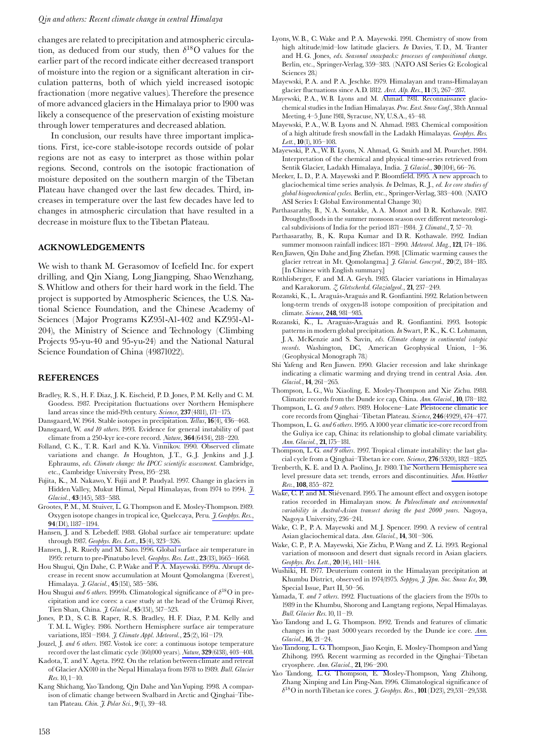changes are related to precipitation and atmospheric circulation, as deduced from our study, then $\delta^{18}O$ values for the earlier part of the record indicate either decreased transport of moisture into the region or a significant alteration in circulation patterns, both of which yield increased isotopic fractionation (more negative values). Therefore the presence of more advanced glaciers in the Himalaya prior to 1900 was likely a consequence of the preservation of existing moisture through lower temperatures and decreased ablation.

In conclusion, our results have three important implications. First, ice-core stable-isotope records outside of polar regions are not as easy to interpret as those within polar regions. Second, controls on the isotopic fractionation of moisture deposited on the southern margin of the Tibetan Plateau have changed over the last few decades. Third, increases in temperature over the last few decades have led to changes in atmospheric circulation that have resulted in a decrease in moisture flux to the Tibetan Plateau.

## ACKNOWLEDGEMENTS

We wish to thank M. Gerasomov of Icefield Inc. for expert drilling, and Qin Xiang, Long Jiangping, Shao Wenzhang, S. Whitlow and others for their hard work in the field. The project is supported by Atmospheric Sciences, the U.S. National Science Foundation, and the Chinese Academy of Sciences (Major Programs KZ951-A1-402 and KZ951-A1-204), the Ministry of Science and Technology (Climbing Projects 95-yu-40 and 95-yu-24) and the National Natural Science Foundation of China (49871022).

## REFERENCES

Bradley, R. S., H. F. Diaz, J. K. Eischeid, P. D. Jones, P. M. Kelly and C. M. Goodess. 1987. Precipitation fluctuations over Northern Hemisphere land areas since the mid-19th century. *Science*, **237**(4811), 171–175.

Dansgaard, W. 1964. Stable isotopes in precipitation. *Tellus*, **16**(4), 436–468.

Dansgaard, W. *and 10 others*. 1993. Evidence for general instability of past climate from a 250-kyr ice-core record. *Nature*, **364**(6434), 218–220.

Folland, C. K., T. R. Karl and K. Ya. Vinnikov. 1990. Observed climate variations and change. *In* Houghton, J. T., G. J. Jenkins and J. J. Ephraums, *eds. Climate change: the IPCC scientific assessment*. Cambridge, etc., Cambridge University Press, 195–238.

Fujita, K., M. Nakawo, Y. Fujii and P. Paudyal. 1997. Change in glaciers in Hidden Valley, Mukut Himal, Nepal Himalayas, from 1974 to 1994. *J. Glaciol.*, **43**(145), 583–588.

Grootes, P. M., M. Stuiver, L. G. Thompson and E. Mosley-Thompson. 1989. Oxygen isotope changes in tropical ice, Quelccaya, Peru. *J. Geophys. Res.*, **94**(D1), 1187–1194.

Hansen, J. and S. Lebedeff. 1988. Global surface air temperature: update through 1987. *Geophys. Res. Lett.*, **15**(4), 323–326.

Hansen, J., R. Ruedy and M. Sato. 1996. Global surface air temperature in 1995: return to pre-Pinatubo level. *Geophys. Res. Lett.*, **23**(13), 1665–1668.

Hou Shugui, Qin Dahe, C. P. Wake and P. A. Mayewski. 1999a. Abrupt decrease in recent snow accumulation at Mount Qomolangma (Everest), Himalaya. *J. Glaciol.*, **45**(151), 585–586.

Hou Shugui *and 6 others*. 1999b. Climatological significance of $\delta^{18}O$ in precipitation and ice cores: a case study at the head of the Ürümqi River, Tien Shan, China. *J. Glaciol.*, **45**(151), 517–523.

Jones, P. D., S. C. B. Raper, R. S. Bradley, H. F. Diaz, P. M. Kelly and T. M. L. Wigley. 1986. Northern Hemisphere surface air temperature variations, 1851–1984. *J. Climate Appl. Meteorol.*, **25**(2), 161–179.

Jouzel, J. *and 6 others*. 1987. Vostok ice core: a continuous isotope temperature record over the last climatic cycle (160,000 years). *Nature*, **329**(6138), 403–408.

Kadota, T. and Y. Ageta. 1992. On the relation between climate and retreat of Glacier AX010 in the Nepal Himalaya from 1978 to 1989. *Bull. Glacier Res.* 10, 1–10.

Kang Shichang, Yao Tandong, Qin Dahe and Yan Yuping. 1998. A comparison of climatic change between Svalbard in Arctic and Qinghai–Tibetan Plateau. *Chin. J. Polar Sci.*, **9**(1), 39–48.

Lyons, W. B., C. Wake and P. A. Mayewski. 1991. Chemistry of snow from high altitude/mid–low latitude glaciers. *In* Davies, T. D., M. Tranter and H. G. Jones, *eds. Seasonal snowpacks: processes of compositional change*. Berlin, etc., Springer-Verlag, 359–383. (NATO ASI Series G: Ecological Sciences 28.)

Mayewski, P. A. and P. A. Jeschke. 1979. Himalayan and trans-Himalayan glacier fluctuations since A.D. 1812. *Arct. Alp. Res.*, **11**(3), 267–287.

Mayewski, P. A., W. B. Lyons and M. Ahmad. 1981. Reconnaissance glaciochemical studies in the Indian Himalayas. *Proc. East. Snow Conf.*, 38th Annual Meeting, 4–5 June 1981, Syracuse, NY, U.S.A., 45–48.

Mayewski, P. A., W. B. Lyons and N. Ahmad. 1983. Chemical composition of a high altitude fresh snowfall in the Ladakh Himalayas. *Geophys. Res. Lett.*, **10**(1), 105–108.

Mayewski, P. A., W. B. Lyons, N. Ahmad, G. Smith and M. Pourchet. 1984. Interpretation of the chemical and physical time-series retrieved from Sentik Glacier, Ladakh Himalaya, India. *J. Glaciol.*, **30**(104), 66–76.

Meeker, L. D., P. A. Mayewski and P. Bloomfield. 1995. A new approach to glaciochemical time series analysis. *In* Delmas, R. J., *ed. Ice core studies of global biogeochemical cycles*. Berlin, etc., Springer-Verlag, 383–400. (NATO ASI Series I: Global Environmental Change 30.)

Parthasarathy, B., N. A. Sontakke, A. A. Monot and D. R. Kothawale. 1987. Droughts/floods in the summer monsoon season over different meteorological subdivisions of India for the period 1871–1984. *J. Climatol.*, **7**, 57–70.

Parthasarathy, B., K. Rupa Kumar and D. R. Kothawale. 1992. Indian summer monsoon rainfall indices: 1871–1990. *Meteorol. Mag.*, **121**, 174–186.

Ren Jiawen, Qin Dahe and Jing Zhefan. 1998. [Climatic warming causes the glacier retreat in Mt. Qomolangma.] *J. Glaciol. Geocryol.*, **20**(2), 184–185. [In Chinese with English summary.]

Röthlisberger, F. and M. A. Geyh. 1985. Glacier variations in Himalayas and Karakorum. *Z. Gletscherkd. Glazialgeol.*, **21**, 237–249.

Rozanski, K., L. Araguás-Araguás and R. Gonfiantini. 1992. Relation between long-term trends of oxygen-18 isotope composition of precipitation and climate. *Science*, **248**, 981–985.

Rozanski, K., L. Araguás-Araguás and R. Gonfiantini. 1993. Isotopic patterns in modern global precipitation. *In* Swart, P. K., K. C. Lohmann, J. A. McKenzie and S. Savin, *eds. Climate change in continental isotopic records*. Washington, DC, American Geophysical Union, 1–36. (Geophysical Monograph 78.)

Shi Yafeng and Ren Jiawen. 1990. Glacier recession and lake shrinkage indicating a climatic warming and drying trend in central Asia. *Ann. Glaciol.*, **14**, 261–265.

Thompson, L. G., Wu Xiaoling, E. Mosley-Thompson and Xie Zichu. 1988. Climatic records from the Dunde ice cap, China. *Ann. Glaciol.*, **10**, 178–182.

Thompson, L. G. *and 9 others*. 1989. Holocene–Late Pleistocene climatic ice core records from Qinghai–Tibetan Plateau. *Science*, **246**(4929), 474–477.

Thompson, L. G. *and 6 others*. 1995. A 1000 year climatic ice-core record from the Guliya ice cap, China: its relationship to global climate variability. *Ann. Glaciol.*, **21**, 175–181.

Thompson, L. G. *and 9 others*. 1997. Tropical climate instability: the last glacial cycle from a Qinghai–Tibetan ice core. *Science*, **276**(5320), 1821–1825.

Trenberth, K. E. and D. A. Paolino, Jr. 1980. The Northern Hemisphere sea level pressure data set: trends, errors and discontinuities. *Mon. Weather Rev.*, **108**, 855–872.

Wake, C. P. and M. Stiévenard. 1995. The amount effect and oxygen isotope ratios recorded in Himalayan snow. *In Paleoclimate and environmental variability in Austral-Asian transect during the past 2000 years*. Nagoya, Nagoya University, 236–241.

Wake, C. P., P. A. Mayewski and M. J. Spencer. 1990. A review of central Asian glaciochemical data. *Ann. Glaciol.*, **14**, 301–306.

Wake, C. P., P. A. Mayewski, Xie Zichu, P. Wang and Z. Li. 1993. Regional variation of monsoon and desert dust signals record in Asian glaciers. *Geophys. Res. Lett.*, **20**(14), 1411–1414.

Wushiki, H. 1977. Deuterium content in the Himalayan precipitation at Khumbu District, observed in 1974/1975. *Seppyo, J. Jpn. Soc. Snow Ice*, **39**, Special Issue, Part II, 50–56.

Yamada, T. *and 7 others*. 1992. Fluctuations of the glaciers from the 1970s to 1989 in the Khumbu, Shorong and Langtang regions, Nepal Himalayas. *Bull. Glacier Res.* 10, 11–19.

Yao Tandong and L. G. Thompson. 1992. Trends and features of climatic changes in the past 5000 years recorded by the Dunde ice core. *Ann. Glaciol.*, **16**, 21–24.

Yao Tandong, L. G. Thompson, Jiao Keqin, E. Mosley-Thompson and Yang Zhihong. 1995. Recent warming as recorded in the Qinghai–Tibetan cryosphere. *Ann. Glaciol.*, **21**, 196–200.

Yao Tandong, L. G. Thompson, E. Mosley-Thompson, Yang Zhihong, Zhang Xinping and Lin Ping-Nan. 1996. Climatological significance of $\delta^{18}O$ in north Tibetan ice cores. *J. Geophys. Res.*, **101**(D23), 29,531–29,538.